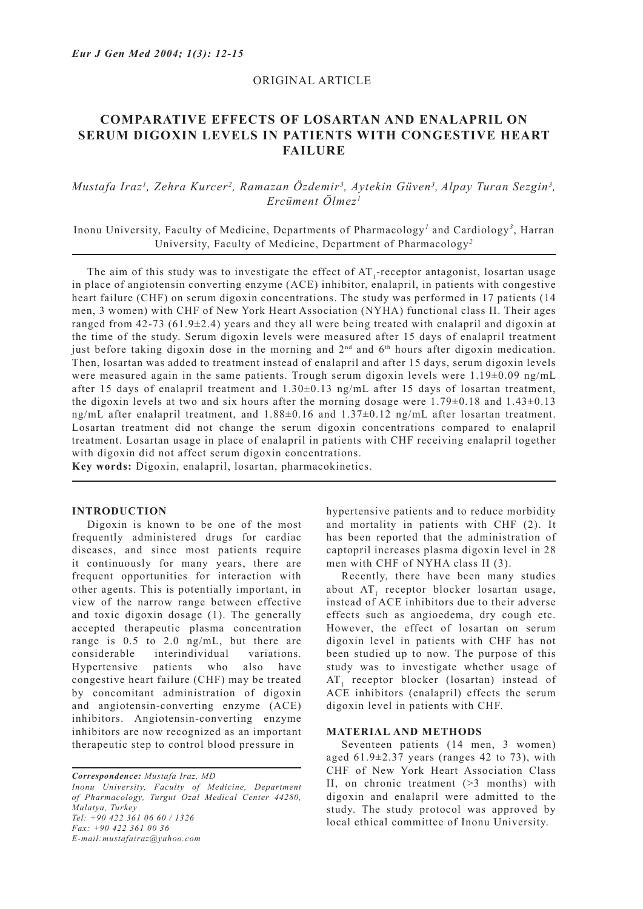ORIGINAL ARTICLE

# COMPARATIVE EFFECTS OF LOSARTAN AND ENALAPRIL ON SERUM DIGOXIN LEVELS IN PATIENTS WITH CONGESTIVE HEART FAILURE

*Mustafa Iraz[1], Zehra Kurcer[2], Ramazan Özdemir[3], Aytekin Güven[3], Alpay Turan Sezgin[3], Ercüment Ölmez[1]*

Inonu University, Faculty of Medicine, Departments of Pharmacology[1] and Cardiology[3], Harran University, Faculty of Medicine, Department of Pharmacology[2]

The aim of this study was to investigate the effect of $AT_1$-receptor antagonist, losartan usage in place of angiotensin converting enzyme (ACE) inhibitor, enalapril, in patients with congestive heart failure (CHF) on serum digoxin concentrations. The study was performed in 17 patients (14 men, 3 women) with CHF of New York Heart Association (NYHA) functional class II. Their ages ranged from 42-73 (61.9±2.4) years and they all were being treated with enalapril and digoxin at the time of the study. Serum digoxin levels were measured after 15 days of enalapril treatment just before taking digoxin dose in the morning and 2nd and 6th hours after digoxin medication. Then, losartan was added to treatment instead of enalapril and after 15 days, serum digoxin levels were measured again in the same patients. Trough serum digoxin levels were 1.19±0.09 ng/mL after 15 days of enalapril treatment and 1.30±0.13 ng/mL after 15 days of losartan treatment, the digoxin levels at two and six hours after the morning dosage were 1.79±0.18 and 1.43±0.13 ng/mL after enalapril treatment, and 1.88±0.16 and 1.37±0.12 ng/mL after losartan treatment. Losartan treatment did not change the serum digoxin concentrations compared to enalapril treatment. Losartan usage in place of enalapril in patients with CHF receiving enalapril together with digoxin did not affect serum digoxin concentrations.

**Key words:** Digoxin, enalapril, losartan, pharmacokinetics.

## INTRODUCTION

Digoxin is known to be one of the most frequently administered drugs for cardiac diseases, and since most patients require it continuously for many years, there are frequent opportunities for interaction with other agents. This is potentially important, in view of the narrow range between effective and toxic digoxin dosage (1). The generally accepted therapeutic plasma concentration range is 0.5 to 2.0 ng/mL, but there are considerable interindividual variations. Hypertensive patients who also have congestive heart failure (CHF) may be treated by concomitant administration of digoxin and angiotensin-converting enzyme (ACE) inhibitors. Angiotensin-converting enzyme inhibitors are now recognized as an important therapeutic step to control blood pressure in hypertensive patients and to reduce morbidity and mortality in patients with CHF (2). It has been reported that the administration of captopril increases plasma digoxin level in 28 men with CHF of NYHA class II (3).

Recently, there have been many studies about $AT_1$ receptor blocker losartan usage, instead of ACE inhibitors due to their adverse effects such as angioedema, dry cough etc. However, the effect of losartan on serum digoxin level in patients with CHF has not been studied up to now. The purpose of this study was to investigate whether usage of $AT_1$ receptor blocker (losartan) instead of ACE inhibitors (enalapril) effects the serum digoxin level in patients with CHF.

## MATERIAL AND METHODS

Seventeen patients (14 men, 3 women) aged 61.9±2.37 years (ranges 42 to 73), with CHF of New York Heart Association Class II, on chronic treatment (>3 months) with digoxin and enalapril were admitted to the study. The study protocol was approved by local ethical committee of Inonu University.

*Correspondence: Mustafa Iraz, MD*
*Inonu University, Faculty of Medicine, Department of Pharmacology, Turgut Ozal Medical Center 44280, Malatya, Turkey*
*Tel: +90 422 361 06 60 / 1326*
*Fax: +90 422 361 00 36*
*E-mail:mustafairaz@yahoo.com*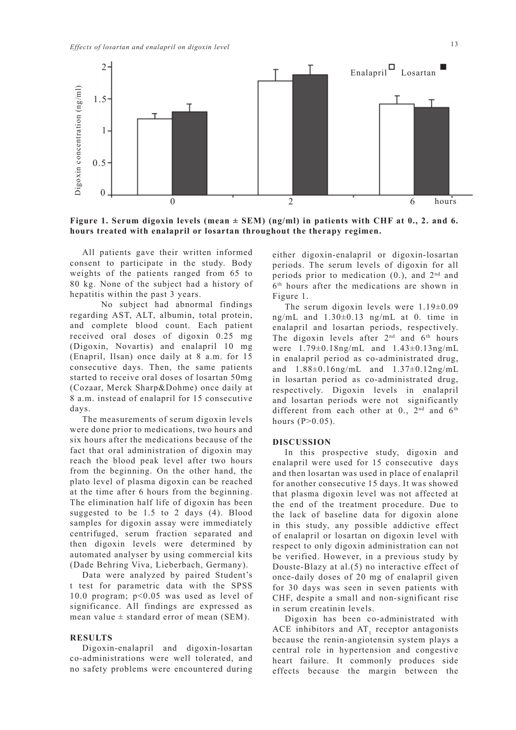**Figure 1. Serum digoxin levels (mean ± SEM) (ng/ml) in patients with CHF at 0., 2. and 6. hours treated with enalapril or losartan throughout the therapy regimen.**

All patients gave their written informed consent to participate in the study. Body weights of the patients ranged from 65 to 80 kg. None of the subject had a history of hepatitis within the past 3 years.

No subject had abnormal findings regarding AST, ALT, albumin, total protein, and complete blood count. Each patient received oral doses of digoxin 0.25 mg (Digoxin, Novartis) and enalapril 10 mg (Enapril, Ilsan) once daily at 8 a.m. for 15 consecutive days. Then, the same patients started to receive oral doses of losartan 50mg (Cozaar, Merck Sharp&Dohme) once daily at 8 a.m. instead of enalapril for 15 consecutive days.

The measurements of serum digoxin levels were done prior to medications, two hours and six hours after the medications because of the fact that oral administration of digoxin may reach the blood peak level after two hours from the beginning. On the other hand, the plato level of plasma digoxin can be reached at the time after 6 hours from the beginning. The elimination half life of digoxin has been suggested to be 1.5 to 2 days (4). Blood samples for digoxin assay were immediately centrifuged, serum fraction separated and then digoxin levels were determined by automated analyser by using commercial kits (Dade Behring Viva, Lieberbach, Germany).

Data were analyzed by paired Student's t test for parametric data with the SPSS 10.0 program; $p<0.05$ was used as level of significance. All findings are expressed as mean value ± standard error of mean (SEM).

## RESULTS

Digoxin-enalapril and digoxin-losartan co-administrations were well tolerated, and no safety problems were encountered during either digoxin-enalapril or digoxin-losartan periods. The serum levels of digoxin for all periods prior to medication (0.), and 2nd and 6th hours after the medications are shown in Figure 1.

The serum digoxin levels were 1.19±0.09 ng/mL and 1.30±0.13 ng/mL at 0. time in enalapril and losartan periods, respectively. The digoxin levels after 2nd and 6th hours were 1.79±0.18ng/mL and 1.43±0.13ng/mL in enalapril period as co-administrated drug, and 1.88±0.16ng/mL and 1.37±0.12ng/mL in losartan period as co-administrated drug, respectively. Digoxin levels in enalapril and losartan periods were not significantly different from each other at 0., 2nd and 6th hours ($P>0.05$).

## DISCUSSION

In this prospective study, digoxin and enalapril were used for 15 consecutive days and then losartan was used in place of enalapril for another consecutive 15 days. It was showed that plasma digoxin level was not affected at the end of the treatment procedure. Due to the lack of baseline data for digoxin alone in this study, any possible addictive effect of enalapril or losartan on digoxin level with respect to only digoxin administration can not be verified. However, in a previous study by Douste-Blazy at al.(5) no interactive effect of once-daily doses of 20 mg of enalapril given for 30 days was seen in seven patients with CHF, despite a small and non-significant rise in serum creatinin levels.

Digoxin has been co-administrated with ACE inhibitors and $AT_1$ receptor antagonists because the renin-angiotensin system plays a central role in hypertension and congestive heart failure. It commonly produces side effects because the margin between the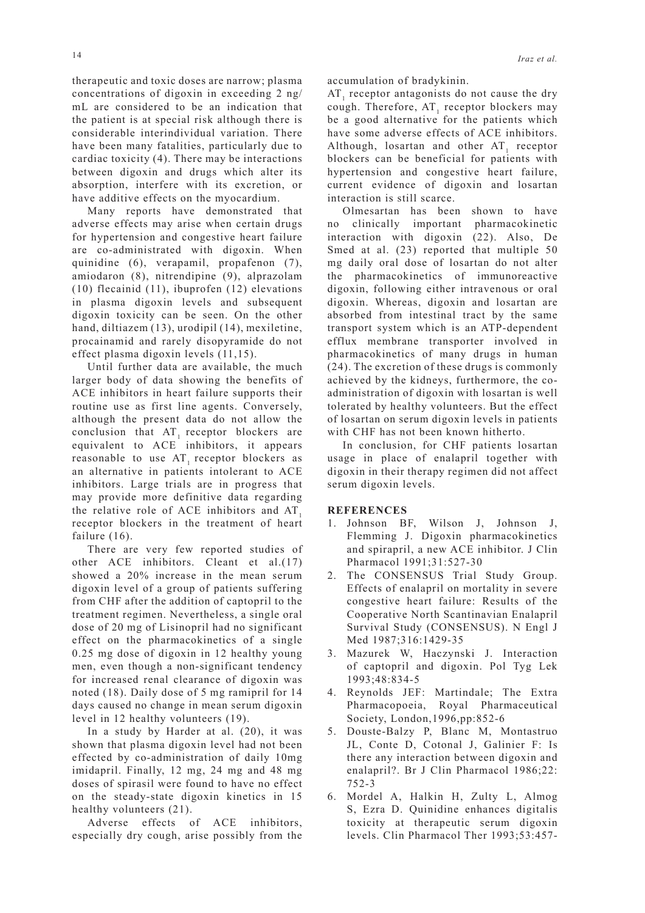therapeutic and toxic doses are narrow; plasma concentrations of digoxin in exceeding 2 ng/mL are considered to be an indication that the patient is at special risk although there is considerable interindividual variation. There have been many fatalities, particularly due to cardiac toxicity (4). There may be interactions between digoxin and drugs which alter its absorption, interfere with its excretion, or have additive effects on the myocardium.

Many reports have demonstrated that adverse effects may arise when certain drugs for hypertension and congestive heart failure are co-administrated with digoxin. When quinidine (6), verapamil, propafenon (7), amiodaron (8), nitrendipine (9), alprazolam (10) flecainid (11), ibuprofen (12) elevations in plasma digoxin levels and subsequent digoxin toxicity can be seen. On the other hand, diltiazem (13), urodipil (14), mexiletine, procainamid and rarely disopyramide do not effect plasma digoxin levels (11,15).

Until further data are available, the much larger body of data showing the benefits of ACE inhibitors in heart failure supports their routine use as first line agents. Conversely, although the present data do not allow the conclusion that $AT_1$ receptor blockers are equivalent to ACE inhibitors, it appears reasonable to use $AT_1$ receptor blockers as an alternative in patients intolerant to ACE inhibitors. Large trials are in progress that may provide more definitive data regarding the relative role of ACE inhibitors and $AT_1$ receptor blockers in the treatment of heart failure (16).

There are very few reported studies of other ACE inhibitors. Cleant et al.(17) showed a 20% increase in the mean serum digoxin level of a group of patients suffering from CHF after the addition of captopril to the treatment regimen. Nevertheless, a single oral dose of 20 mg of Lisinopril had no significant effect on the pharmacokinetics of a single 0.25 mg dose of digoxin in 12 healthy young men, even though a non-significant tendency for increased renal clearance of digoxin was noted (18). Daily dose of 5 mg ramipril for 14 days caused no change in mean serum digoxin level in 12 healthy volunteers (19).

In a study by Harder at al. (20), it was shown that plasma digoxin level had not been effected by co-administration of daily 10mg imidapril. Finally, 12 mg, 24 mg and 48 mg doses of spirasil were found to have no effect on the steady-state digoxin kinetics in 15 healthy volunteers (21).

Adverse effects of ACE inhibitors, especially dry cough, arise possibly from the accumulation of bradykinin. $AT_1$ receptor antagonists do not cause the dry cough. Therefore, $AT_1$ receptor blockers may be a good alternative for the patients which have some adverse effects of ACE inhibitors. Although, losartan and other $AT_1$ receptor blockers can be beneficial for patients with hypertension and congestive heart failure, current evidence of digoxin and losartan interaction is still scarce.

Olmesartan has been shown to have no clinically important pharmacokinetic interaction with digoxin (22). Also, De Smed at al. (23) reported that multiple 50 mg daily oral dose of losartan do not alter the pharmacokinetics of immunoreactive digoxin, following either intravenous or oral digoxin. Whereas, digoxin and losartan are absorbed from intestinal tract by the same transport system which is an ATP-dependent efflux membrane transporter involved in pharmacokinetics of many drugs in human (24). The excretion of these drugs is commonly achieved by the kidneys, furthermore, the co-administration of digoxin with losartan is well tolerated by healthy volunteers. But the effect of losartan on serum digoxin levels in patients with CHF has not been known hitherto.

In conclusion, for CHF patients losartan usage in place of enalapril together with digoxin in their therapy regimen did not affect serum digoxin levels.

## REFERENCES

1. Johnson BF, Wilson J, Johnson J, Flemming J. Digoxin pharmacokinetics and spirapril, a new ACE inhibitor. J Clin Pharmacol 1991;31:527-30
2. The CONSENSUS Trial Study Group. Effects of enalapril on mortality in severe congestive heart failure: Results of the Cooperative North Scantinavian Enalapril Survival Study (CONSENSUS). N Engl J Med 1987;316:1429-35
3. Mazurek W, Haczynski J. Interaction of captopril and digoxin. Pol Tyg Lek 1993;48:834-5
4. Reynolds JEF: Martindale; The Extra Pharmacopoeia, Royal Pharmaceutical Society, London,1996,pp:852-6
5. Douste-Balzy P, Blanc M, Montastruo JL, Conte D, Cotonal J, Galinier F: Is there any interaction between digoxin and enalapril?. Br J Clin Pharmacol 1986;22: 752-3
6. Mordel A, Halkin H, Zulty L, Almog S, Ezra D. Quinidine enhances digitalis toxicity at therapeutic serum digoxin levels. Clin Pharmacol Ther 1993;53:457-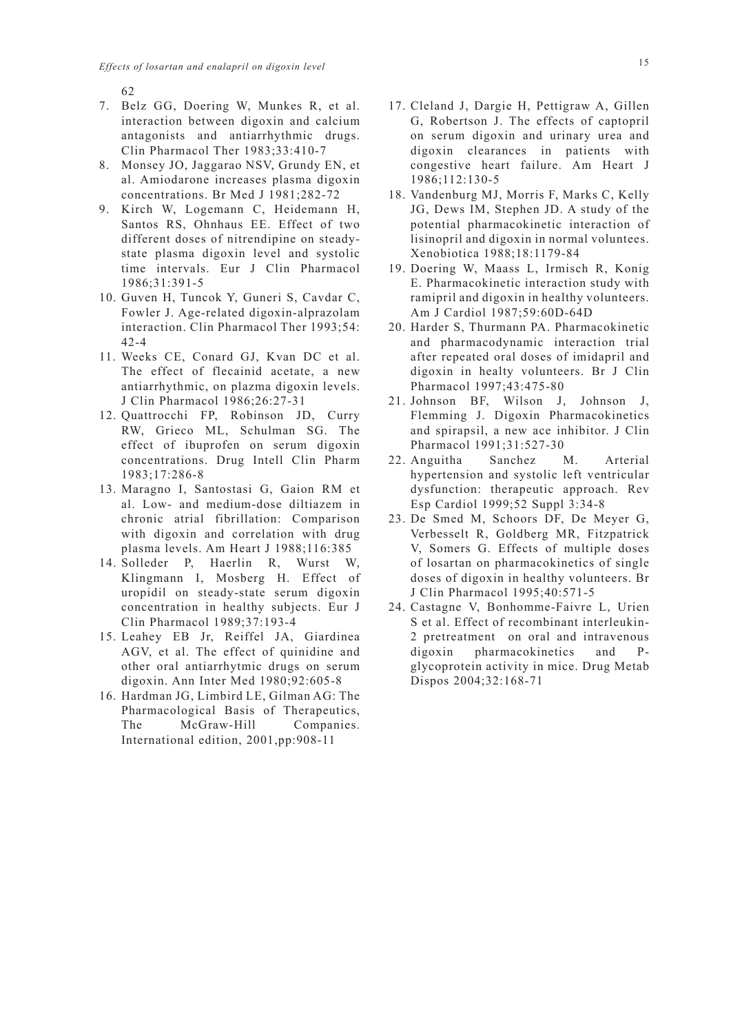62

7. Belz GG, Doering W, Munkes R, et al. interaction between digoxin and calcium antagonists and antiarrhythmic drugs. Clin Pharmacol Ther 1983;33:410-7
8. Monsey JO, Jaggarao NSV, Grundy EN, et al. Amiodarone increases plasma digoxin concentrations. Br Med J 1981;282-72
9. Kirch W, Logemann C, Heidemann H, Santos RS, Ohnhaus EE. Effect of two different doses of nitrendipine on steady-state plasma digoxin level and systolic time intervals. Eur J Clin Pharmacol 1986;31:391-5
10. Guven H, Tuncok Y, Guneri S, Cavdar C, Fowler J. Age-related digoxin-alprazolam interaction. Clin Pharmacol Ther 1993;54: 42-4
11. Weeks CE, Conard GJ, Kvan DC et al. The effect of flecainid acetate, a new antiarrhythmic, on plazma digoxin levels. J Clin Pharmacol 1986;26:27-31
12. Quattrocchi FP, Robinson JD, Curry RW, Grieco ML, Schulman SG. The effect of ibuprofen on serum digoxin concentrations. Drug Intell Clin Pharm 1983;17:286-8
13. Maragno I, Santostasi G, Gaion RM et al. Low- and medium-dose diltiazem in chronic atrial fibrillation: Comparison with digoxin and correlation with drug plasma levels. Am Heart J 1988;116:385
14. Solleder P, Haerlin R, Wurst W, Klingmann I, Mosberg H. Effect of uropidil on steady-state serum digoxin concentration in healthy subjects. Eur J Clin Pharmacol 1989;37:193-4
15. Leahey EB Jr, Reiffel JA, Giardinea AGV, et al. The effect of quinidine and other oral antiarrhytmic drugs on serum digoxin. Ann Inter Med 1980;92:605-8
16. Hardman JG, Limbird LE, Gilman AG: The Pharmacological Basis of Therapeutics, The McGraw-Hill Companies. International edition, 2001,pp:908-11
17. Cleland J, Dargie H, Pettigraw A, Gillen G, Robertson J. The effects of captopril on serum digoxin and urinary urea and digoxin clearances in patients with congestive heart failure. Am Heart J 1986;112:130-5
18. Vandenburg MJ, Morris F, Marks C, Kelly JG, Dews IM, Stephen JD. A study of the potential pharmacokinetic interaction of lisinopril and digoxin in normal voluntees. Xenobiotica 1988;18:1179-84
19. Doering W, Maass L, Irmisch R, Konig E. Pharmacokinetic interaction study with ramipril and digoxin in healthy volunteers. Am J Cardiol 1987;59:60D-64D
20. Harder S, Thurmann PA. Pharmacokinetic and pharmacodynamic interaction trial after repeated oral doses of imidapril and digoxin in healty volunteers. Br J Clin Pharmacol 1997;43:475-80
21. Johnson BF, Wilson J, Johnson J, Flemming J. Digoxin Pharmacokinetics and spirapsil, a new ace inhibitor. J Clin Pharmacol 1991;31:527-30
22. Anguitha Sanchez M. Arterial hypertension and systolic left ventricular dysfunction: therapeutic approach. Rev Esp Cardiol 1999;52 Suppl 3:34-8
23. De Smed M, Schoors DF, De Meyer G, Verbesselt R, Goldberg MR, Fitzpatrick V, Somers G. Effects of multiple doses of losartan on pharmacokinetics of single doses of digoxin in healthy volunteers. Br J Clin Pharmacol 1995;40:571-5
24. Castagne V, Bonhomme-Faivre L, Urien S et al. Effect of recombinant interleukin-2 pretreatment on oral and intravenous digoxin pharmacokinetics and P-glycoprotein activity in mice. Drug Metab Dispos 2004;32:168-71